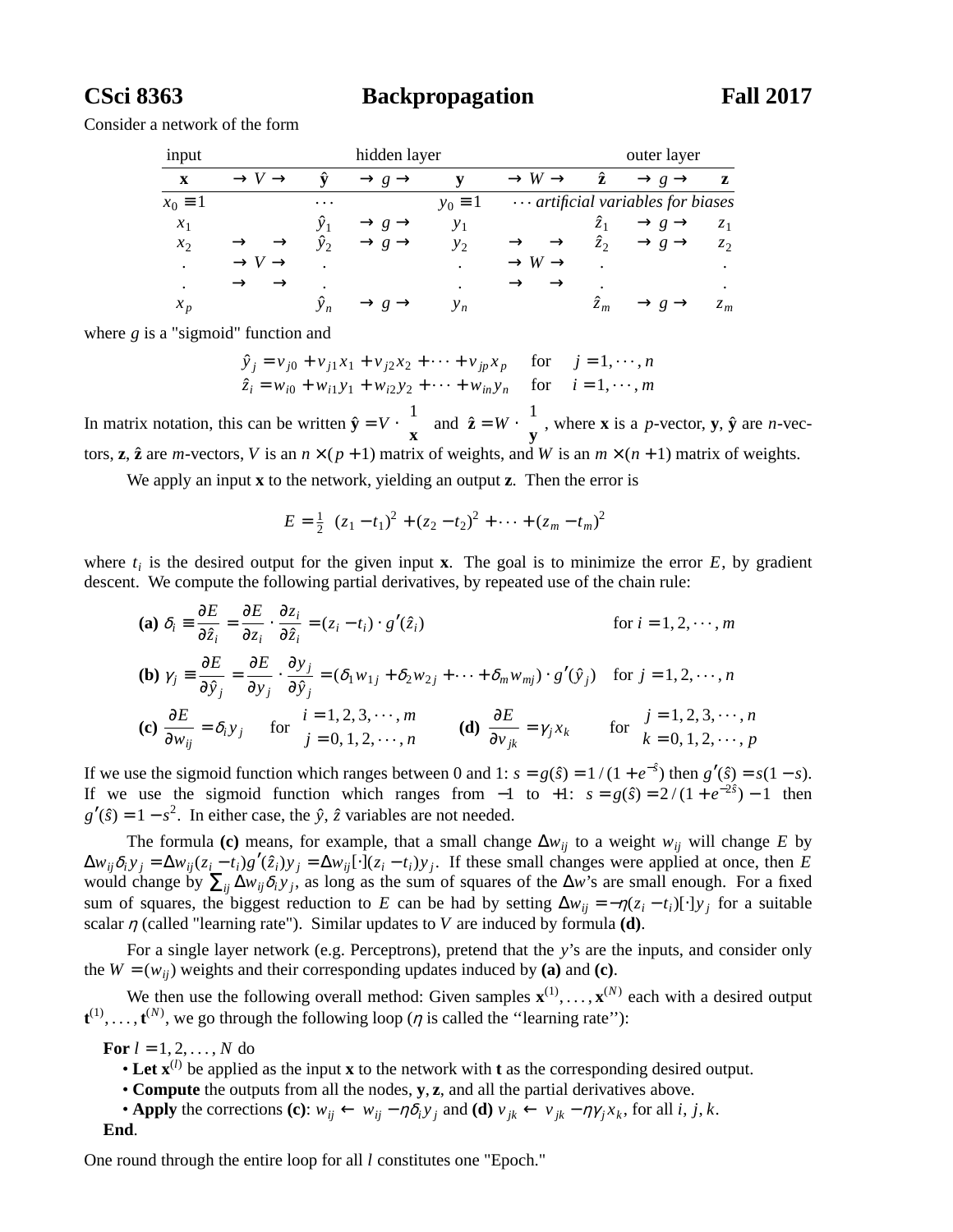# CSci 8363 Backpropagation Fall 2017

Consider a network of the form

| input | | hidden layer | | | | outer layer | | |
|---|---|---|---|---|---|---|---|---|
| $\mathbf{x}$ | $\to V \to$ | $\hat{\mathbf{y}}$ | $\to g \to$ | $\mathbf{y}$ | $\to W \to$ | $\hat{\mathbf{z}}$ | $\to g \to$ | $\mathbf{z}$ |
| $x_0 \equiv 1$ | | $\cdots$ | | $y_0 \equiv 1$ | $\cdots$ *artificial variables for biases* | | | |
| $x_1$ | | $\hat{y}_1$ | $\to g \to$ | $y_1$ | | $\hat{z}_1$ | $\to g \to$ | $z_1$ |
| $x_2$ | $\to \quad \to$ | $\hat{y}_2$ | $\to g \to$ | $y_2$ | $\to \quad \to$ | $\hat{z}_2$ | $\to g \to$ | $z_2$ |
| . | $\to V \to$ | . | | . | $\to W \to$ | . | | . |
| . | $\to \quad \to$ | . | | . | $\to \quad \to$ | . | | . |
| $x_p$ | | $\hat{y}_n$ | $\to g \to$ | $y_n$ | | $\hat{z}_m$ | $\to g \to$ | $z_m$ |

where $g$ is a "sigmoid" function and

$$\hat{y}_j = v_{j0} + v_{j1}x_1 + v_{j2}x_2 + \cdots + v_{jp}x_p \quad \text{for} \quad j = 1, \cdots, n$$
$$\hat{z}_i = w_{i0} + w_{i1}y_1 + w_{i2}y_2 + \cdots + w_{in}y_n \quad \text{for} \quad i = 1, \cdots, m$$

In matrix notation, this can be written $\hat{\mathbf{y}} = V \cdot \begin{pmatrix} 1 \\ \mathbf{x} \end{pmatrix}$ and $\hat{\mathbf{z}} = W \cdot \begin{pmatrix} 1 \\ \mathbf{y} \end{pmatrix}$, where $\mathbf{x}$ is a $p$-vector, $\mathbf{y}$, $\hat{\mathbf{y}}$ are $n$-vectors, $\mathbf{z}$, $\hat{\mathbf{z}}$ are $m$-vectors, $V$ is an $n \times (p+1)$ matrix of weights, and $W$ is an $m \times (n+1)$ matrix of weights.

We apply an input $\mathbf{x}$ to the network, yielding an output $\mathbf{z}$. Then the error is

$$E = \tfrac{1}{2}\left[(z_1 - t_1)^2 + (z_2 - t_2)^2 + \cdots + (z_m - t_m)^2\right]$$

where $t_i$ is the desired output for the given input $\mathbf{x}$. The goal is to minimize the error $E$, by gradient descent. We compute the following partial derivatives, by repeated use of the chain rule:

**(a)** $\delta_i \equiv \dfrac{\partial E}{\partial \hat{z}_i} = \dfrac{\partial E}{\partial z_i} \cdot \dfrac{\partial z_i}{\partial \hat{z}_i} = (z_i - t_i) \cdot g'(\hat{z}_i)$ for $i = 1, 2, \cdots, m$

**(b)** $\gamma_j \equiv \dfrac{\partial E}{\partial \hat{y}_j} = \dfrac{\partial E}{\partial y_j} \cdot \dfrac{\partial y_j}{\partial \hat{y}_j} = (\delta_1 w_{1j} + \delta_2 w_{2j} + \cdots + \delta_m w_{mj}) \cdot g'(\hat{y}_j)$ for $j = 1, 2, \cdots, n$

**(c)** $\dfrac{\partial E}{\partial w_{ij}} = \delta_i y_j$ for $\begin{matrix} i = 1, 2, 3, \cdots, m \\ j = 0, 1, 2, \cdots, n \end{matrix}$ **(d)** $\dfrac{\partial E}{\partial v_{jk}} = \gamma_j x_k$ for $\begin{matrix} j = 1, 2, 3, \cdots, n \\ k = 0, 1, 2, \cdots, p \end{matrix}$

If we use the sigmoid function which ranges between 0 and 1: $s = g(\hat{s}) = 1/(1 + e^{-\hat{s}})$ then $g'(\hat{s}) = s(1 - s)$. If we use the sigmoid function which ranges from $-1$ to $+1$: $s = g(\hat{s}) = 2/(1 + e^{-2\hat{s}}) - 1$ then $g'(\hat{s}) = 1 - s^2$. In either case, the $\hat{y}$, $\hat{z}$ variables are not needed.

The formula **(c)** means, for example, that a small change $\Delta w_{ij}$ to a weight $w_{ij}$ will change $E$ by $\Delta w_{ij}\delta_i y_j = \Delta w_{ij}(z_i - t_i)g'(\hat{z}_i)y_j = \Delta w_{ij}[\cdot](z_i - t_i)y_j$. If these small changes were applied at once, then $E$ would change by $\sum_{ij} \Delta w_{ij}\delta_i y_j$, as long as the sum of squares of the $\Delta w$'s are small enough. For a fixed sum of squares, the biggest reduction to $E$ can be had by setting $\Delta w_{ij} = -\eta(z_i - t_i)[\cdot]y_j$ for a suitable scalar $\eta$ (called "learning rate"). Similar updates to $V$ are induced by formula **(d)**.

For a single layer network (e.g. Perceptrons), pretend that the $y$'s are the inputs, and consider only the $W = (w_{ij})$ weights and their corresponding updates induced by **(a)** and **(c)**.

We then use the following overall method: Given samples $\mathbf{x}^{(1)}, \ldots, \mathbf{x}^{(N)}$ each with a desired output $\mathbf{t}^{(1)}, \ldots, \mathbf{t}^{(N)}$, we go through the following loop ($\eta$ is called the "learning rate"):

**For** $l = 1, 2, \ldots, N$ do
- **Let** $\mathbf{x}^{(l)}$ be applied as the input $\mathbf{x}$ to the network with $\mathbf{t}$ as the corresponding desired output.
- **Compute** the outputs from all the nodes, $\mathbf{y}, \mathbf{z}$, and all the partial derivatives above.
- **Apply** the corrections **(c)**: $w_{ij} \leftarrow w_{ij} - \eta\delta_i y_j$ and **(d)** $v_{jk} \leftarrow v_{jk} - \eta\gamma_j x_k$, for all $i, j, k$.

**End**.

One round through the entire loop for all $l$ constitutes one "Epoch."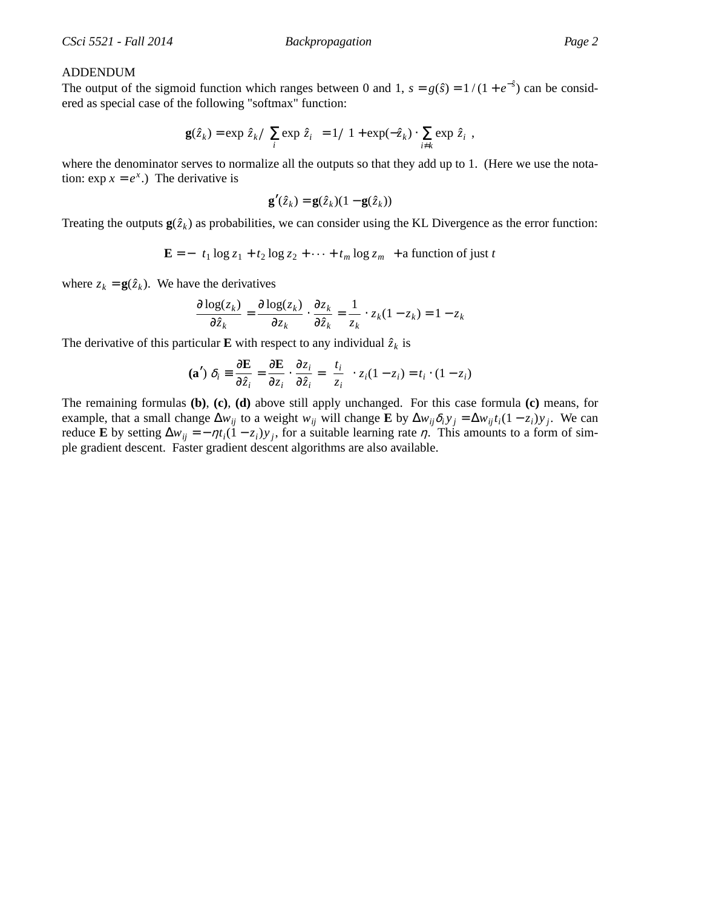ADDENDUM

The output of the sigmoid function which ranges between 0 and 1, $s = g(\hat{s}) = 1/(1 + e^{-\hat{s}})$ can be considered as special case of the following "softmax" function:

$$\mathbf{g}(\hat{z}_k) = \exp \hat{z}_k / \sum_i \exp \hat{z}_i = 1/ \left(1 + \exp(-\hat{z}_k) \cdot \sum_{i \neq k} \exp \hat{z}_i\right),$$

where the denominator serves to normalize all the outputs so that they add up to 1. (Here we use the notation: $\exp x = e^x$.) The derivative is

$$\mathbf{g}'(\hat{z}_k) = \mathbf{g}(\hat{z}_k)(1 - \mathbf{g}(\hat{z}_k))$$

Treating the outputs $\mathbf{g}(\hat{z}_k)$ as probabilities, we can consider using the KL Divergence as the error function:

$$\mathbf{E} = -\left(t_1 \log z_1 + t_2 \log z_2 + \cdots + t_m \log z_m\right) + \text{a function of just } t$$

where $z_k = \mathbf{g}(\hat{z}_k)$. We have the derivatives

$$\frac{\partial \log(z_k)}{\partial \hat{z}_k} = \frac{\partial \log(z_k)}{\partial z_k} \cdot \frac{\partial z_k}{\partial \hat{z}_k} = \frac{1}{z_k} \cdot z_k(1 - z_k) = 1 - z_k$$

The derivative of this particular $\mathbf{E}$ with respect to any individual $\hat{z}_k$ is

$$\textbf{(a}'\textbf{)}\ \delta_i \equiv \frac{\partial \mathbf{E}}{\partial \hat{z}_i} = \frac{\partial \mathbf{E}}{\partial z_i} \cdot \frac{\partial z_i}{\partial \hat{z}_i} = \left(\frac{t_i}{z_i}\right) \cdot z_i(1 - z_i) = t_i \cdot (1 - z_i)$$

The remaining formulas **(b)**, **(c)**, **(d)** above still apply unchanged. For this case formula **(c)** means, for example, that a small change $\Delta w_{ij}$ to a weight $w_{ij}$ will change $\mathbf{E}$ by $\Delta w_{ij} \delta_i y_j = \Delta w_{ij} t_i (1 - z_i) y_j$. We can reduce $\mathbf{E}$ by setting $\Delta w_{ij} = -\eta t_i (1 - z_i) y_j$, for a suitable learning rate $\eta$. This amounts to a form of simple gradient descent. Faster gradient descent algorithms are also available.